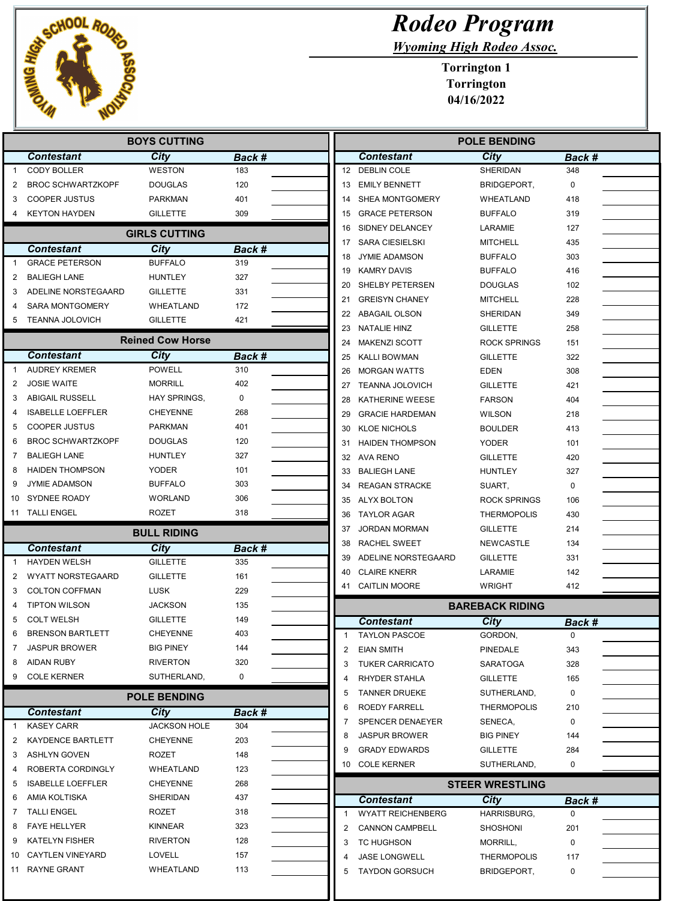# Rodeo Program

*Wyoming High Rodeo Assoc.*

**Torrington 1**
**Torrington**
**04/16/2022**

## BOYS CUTTING

| | Contestant | City | Back # | |
|---|---|---|---|---|
| 1 | CODY BOLLER | WESTON | 183 | |
| 2 | BROC SCHWARTZKOPF | DOUGLAS | 120 | |
| 3 | COOPER JUSTUS | PARKMAN | 401 | |
| 4 | KEYTON HAYDEN | GILLETTE | 309 | |

## GIRLS CUTTING

| | Contestant | City | Back # | |
|---|---|---|---|---|
| 1 | GRACE PETERSON | BUFFALO | 319 | |
| 2 | BALIEGH LANE | HUNTLEY | 327 | |
| 3 | ADELINE NORSTEGAARD | GILLETTE | 331 | |
| 4 | SARA MONTGOMERY | WHEATLAND | 172 | |
| 5 | TEANNA JOLOVICH | GILLETTE | 421 | |

## Reined Cow Horse

| | Contestant | City | Back # | |
|---|---|---|---|---|
| 1 | AUDREY KREMER | POWELL | 310 | |
| 2 | JOSIE WAITE | MORRILL | 402 | |
| 3 | ABIGAIL RUSSELL | HAY SPRINGS, | 0 | |
| 4 | ISABELLE LOEFFLER | CHEYENNE | 268 | |
| 5 | COOPER JUSTUS | PARKMAN | 401 | |
| 6 | BROC SCHWARTZKOPF | DOUGLAS | 120 | |
| 7 | BALIEGH LANE | HUNTLEY | 327 | |
| 8 | HAIDEN THOMPSON | YODER | 101 | |
| 9 | JYMIE ADAMSON | BUFFALO | 303 | |
| 10 | SYDNEE ROADY | WORLAND | 306 | |
| 11 | TALLI ENGEL | ROZET | 318 | |

## BULL RIDING

| | Contestant | City | Back # | |
|---|---|---|---|---|
| 1 | HAYDEN WELSH | GILLETTE | 335 | |
| 2 | WYATT NORSTEGAARD | GILLETTE | 161 | |
| 3 | COLTON COFFMAN | LUSK | 229 | |
| 4 | TIPTON WILSON | JACKSON | 135 | |
| 5 | COLT WELSH | GILLETTE | 149 | |
| 6 | BRENSON BARTLETT | CHEYENNE | 403 | |
| 7 | JASPUR BROWER | BIG PINEY | 144 | |
| 8 | AIDAN RUBY | RIVERTON | 320 | |
| 9 | COLE KERNER | SUTHERLAND, | 0 | |

## POLE BENDING

| | Contestant | City | Back # | |
|---|---|---|---|---|
| 1 | KASEY CARR | JACKSON HOLE | 304 | |
| 2 | KAYDENCE BARTLETT | CHEYENNE | 203 | |
| 3 | ASHLYN GOVEN | ROZET | 148 | |
| 4 | ROBERTA CORDINGLY | WHEATLAND | 123 | |
| 5 | ISABELLE LOEFFLER | CHEYENNE | 268 | |
| 6 | AMIA KOLTISKA | SHERIDAN | 437 | |
| 7 | TALLI ENGEL | ROZET | 318 | |
| 8 | FAYE HELLYER | KINNEAR | 323 | |
| 9 | KATELYN FISHER | RIVERTON | 128 | |
| 10 | CAYTLEN VINEYARD | LOVELL | 157 | |
| 11 | RAYNE GRANT | WHEATLAND | 113 | |
| 12 | DEBLIN COLE | SHERIDAN | 348 | |
| 13 | EMILY BENNETT | BRIDGEPORT, | 0 | |
| 14 | SHEA MONTGOMERY | WHEATLAND | 418 | |
| 15 | GRACE PETERSON | BUFFALO | 319 | |
| 16 | SIDNEY DELANCEY | LARAMIE | 127 | |
| 17 | SARA CIESIELSKI | MITCHELL | 435 | |
| 18 | JYMIE ADAMSON | BUFFALO | 303 | |
| 19 | KAMRY DAVIS | BUFFALO | 416 | |
| 20 | SHELBY PETERSEN | DOUGLAS | 102 | |
| 21 | GREISYN CHANEY | MITCHELL | 228 | |
| 22 | ABAGAIL OLSON | SHERIDAN | 349 | |
| 23 | NATALIE HINZ | GILLETTE | 258 | |
| 24 | MAKENZI SCOTT | ROCK SPRINGS | 151 | |
| 25 | KALLI BOWMAN | GILLETTE | 322 | |
| 26 | MORGAN WATTS | EDEN | 308 | |
| 27 | TEANNA JOLOVICH | GILLETTE | 421 | |
| 28 | KATHERINE WEESE | FARSON | 404 | |
| 29 | GRACIE HARDEMAN | WILSON | 218 | |
| 30 | KLOE NICHOLS | BOULDER | 413 | |
| 31 | HAIDEN THOMPSON | YODER | 101 | |
| 32 | AVA RENO | GILLETTE | 420 | |
| 33 | BALIEGH LANE | HUNTLEY | 327 | |
| 34 | REAGAN STRACKE | SUART, | 0 | |
| 35 | ALYX BOLTON | ROCK SPRINGS | 106 | |
| 36 | TAYLOR AGAR | THERMOPOLIS | 430 | |
| 37 | JORDAN MORMAN | GILLETTE | 214 | |
| 38 | RACHEL SWEET | NEWCASTLE | 134 | |
| 39 | ADELINE NORSTEGAARD | GILLETTE | 331 | |
| 40 | CLAIRE KNERR | LARAMIE | 142 | |
| 41 | CAITLIN MOORE | WRIGHT | 412 | |

## BAREBACK RIDING

| | Contestant | City | Back # | |
|---|---|---|---|---|
| 1 | TAYLON PASCOE | GORDON, | 0 | |
| 2 | EIAN SMITH | PINEDALE | 343 | |
| 3 | TUKER CARRICATO | SARATOGA | 328 | |
| 4 | RHYDER STAHLA | GILLETTE | 165 | |
| 5 | TANNER DRUEKE | SUTHERLAND, | 0 | |
| 6 | ROEDY FARRELL | THERMOPOLIS | 210 | |
| 7 | SPENCER DENAEYER | SENECA, | 0 | |
| 8 | JASPUR BROWER | BIG PINEY | 144 | |
| 9 | GRADY EDWARDS | GILLETTE | 284 | |
| 10 | COLE KERNER | SUTHERLAND, | 0 | |

## STEER WRESTLING

| | Contestant | City | Back # | |
|---|---|---|---|---|
| 1 | WYATT REICHENBERG | HARRISBURG, | 0 | |
| 2 | CANNON CAMPBELL | SHOSHONI | 201 | |
| 3 | TC HUGHSON | MORRILL, | 0 | |
| 4 | JASE LONGWELL | THERMOPOLIS | 117 | |
| 5 | TAYDON GORSUCH | BRIDGEPORT, | 0 | |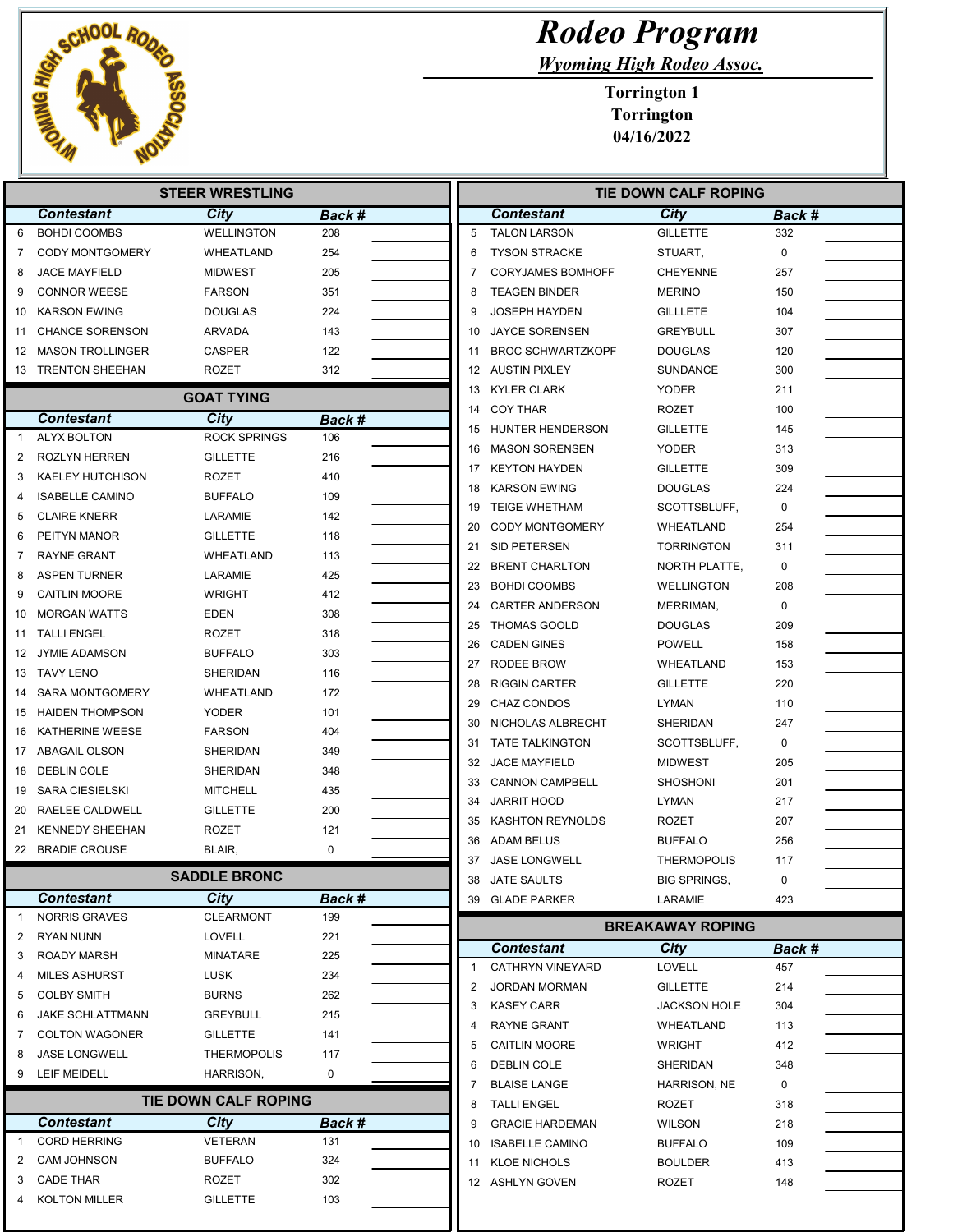# Rodeo Program

## Wyoming High Rodeo Assoc.

**Torrington 1**
**Torrington**
**04/16/2022**

## STEER WRESTLING

| | Contestant | City | Back # | |
|---|---|---|---|---|
| 6 | BOHDI COOMBS | WELLINGTON | 208 | |
| 7 | CODY MONTGOMERY | WHEATLAND | 254 | |
| 8 | JACE MAYFIELD | MIDWEST | 205 | |
| 9 | CONNOR WEESE | FARSON | 351 | |
| 10 | KARSON EWING | DOUGLAS | 224 | |
| 11 | CHANCE SORENSON | ARVADA | 143 | |
| 12 | MASON TROLLINGER | CASPER | 122 | |
| 13 | TRENTON SHEEHAN | ROZET | 312 | |

## GOAT TYING

| | Contestant | City | Back # | |
|---|---|---|---|---|
| 1 | ALYX BOLTON | ROCK SPRINGS | 106 | |
| 2 | ROZLYN HERREN | GILLETTE | 216 | |
| 3 | KAELEY HUTCHISON | ROZET | 410 | |
| 4 | ISABELLE CAMINO | BUFFALO | 109 | |
| 5 | CLAIRE KNERR | LARAMIE | 142 | |
| 6 | PEITYN MANOR | GILLETTE | 118 | |
| 7 | RAYNE GRANT | WHEATLAND | 113 | |
| 8 | ASPEN TURNER | LARAMIE | 425 | |
| 9 | CAITLIN MOORE | WRIGHT | 412 | |
| 10 | MORGAN WATTS | EDEN | 308 | |
| 11 | TALLI ENGEL | ROZET | 318 | |
| 12 | JYMIE ADAMSON | BUFFALO | 303 | |
| 13 | TAVY LENO | SHERIDAN | 116 | |
| 14 | SARA MONTGOMERY | WHEATLAND | 172 | |
| 15 | HAIDEN THOMPSON | YODER | 101 | |
| 16 | KATHERINE WEESE | FARSON | 404 | |
| 17 | ABAGAIL OLSON | SHERIDAN | 349 | |
| 18 | DEBLIN COLE | SHERIDAN | 348 | |
| 19 | SARA CIESIELSKI | MITCHELL | 435 | |
| 20 | RAELEE CALDWELL | GILLETTE | 200 | |
| 21 | KENNEDY SHEEHAN | ROZET | 121 | |
| 22 | BRADIE CROUSE | BLAIR, | 0 | |

## SADDLE BRONC

| | Contestant | City | Back # | |
|---|---|---|---|---|
| 1 | NORRIS GRAVES | CLEARMONT | 199 | |
| 2 | RYAN NUNN | LOVELL | 221 | |
| 3 | ROADY MARSH | MINATARE | 225 | |
| 4 | MILES ASHURST | LUSK | 234 | |
| 5 | COLBY SMITH | BURNS | 262 | |
| 6 | JAKE SCHLATTMANN | GREYBULL | 215 | |
| 7 | COLTON WAGONER | GILLETTE | 141 | |
| 8 | JASE LONGWELL | THERMOPOLIS | 117 | |
| 9 | LEIF MEIDELL | HARRISON, | 0 | |

## TIE DOWN CALF ROPING

| | Contestant | City | Back # | |
|---|---|---|---|---|
| 1 | CORD HERRING | VETERAN | 131 | |
| 2 | CAM JOHNSON | BUFFALO | 324 | |
| 3 | CADE THAR | ROZET | 302 | |
| 4 | KOLTON MILLER | GILLETTE | 103 | |
| 5 | TALON LARSON | GILLETTE | 332 | |
| 6 | TYSON STRACKE | STUART, | 0 | |
| 7 | CORYJAMES BOMHOFF | CHEYENNE | 257 | |
| 8 | TEAGEN BINDER | MERINO | 150 | |
| 9 | JOSEPH HAYDEN | GILLLETE | 104 | |
| 10 | JAYCE SORENSEN | GREYBULL | 307 | |
| 11 | BROC SCHWARTZKOPF | DOUGLAS | 120 | |
| 12 | AUSTIN PIXLEY | SUNDANCE | 300 | |
| 13 | KYLER CLARK | YODER | 211 | |
| 14 | COY THAR | ROZET | 100 | |
| 15 | HUNTER HENDERSON | GILLETTE | 145 | |
| 16 | MASON SORENSEN | YODER | 313 | |
| 17 | KEYTON HAYDEN | GILLETTE | 309 | |
| 18 | KARSON EWING | DOUGLAS | 224 | |
| 19 | TEIGE WHETHAM | SCOTTSBLUFF, | 0 | |
| 20 | CODY MONTGOMERY | WHEATLAND | 254 | |
| 21 | SID PETERSEN | TORRINGTON | 311 | |
| 22 | BRENT CHARLTON | NORTH PLATTE, | 0 | |
| 23 | BOHDI COOMBS | WELLINGTON | 208 | |
| 24 | CARTER ANDERSON | MERRIMAN, | 0 | |
| 25 | THOMAS GOOLD | DOUGLAS | 209 | |
| 26 | CADEN GINES | POWELL | 158 | |
| 27 | RODEE BROW | WHEATLAND | 153 | |
| 28 | RIGGIN CARTER | GILLETTE | 220 | |
| 29 | CHAZ CONDOS | LYMAN | 110 | |
| 30 | NICHOLAS ALBRECHT | SHERIDAN | 247 | |
| 31 | TATE TALKINGTON | SCOTTSBLUFF, | 0 | |
| 32 | JACE MAYFIELD | MIDWEST | 205 | |
| 33 | CANNON CAMPBELL | SHOSHONI | 201 | |
| 34 | JARRIT HOOD | LYMAN | 217 | |
| 35 | KASHTON REYNOLDS | ROZET | 207 | |
| 36 | ADAM BELUS | BUFFALO | 256 | |
| 37 | JASE LONGWELL | THERMOPOLIS | 117 | |
| 38 | JATE SAULTS | BIG SPRINGS, | 0 | |
| 39 | GLADE PARKER | LARAMIE | 423 | |

## BREAKAWAY ROPING

| | Contestant | City | Back # | |
|---|---|---|---|---|
| 1 | CATHRYN VINEYARD | LOVELL | 457 | |
| 2 | JORDAN MORMAN | GILLETTE | 214 | |
| 3 | KASEY CARR | JACKSON HOLE | 304 | |
| 4 | RAYNE GRANT | WHEATLAND | 113 | |
| 5 | CAITLIN MOORE | WRIGHT | 412 | |
| 6 | DEBLIN COLE | SHERIDAN | 348 | |
| 7 | BLAISE LANGE | HARRISON, NE | 0 | |
| 8 | TALLI ENGEL | ROZET | 318 | |
| 9 | GRACIE HARDEMAN | WILSON | 218 | |
| 10 | ISABELLE CAMINO | BUFFALO | 109 | |
| 11 | KLOE NICHOLS | BOULDER | 413 | |
| 12 | ASHLYN GOVEN | ROZET | 148 | |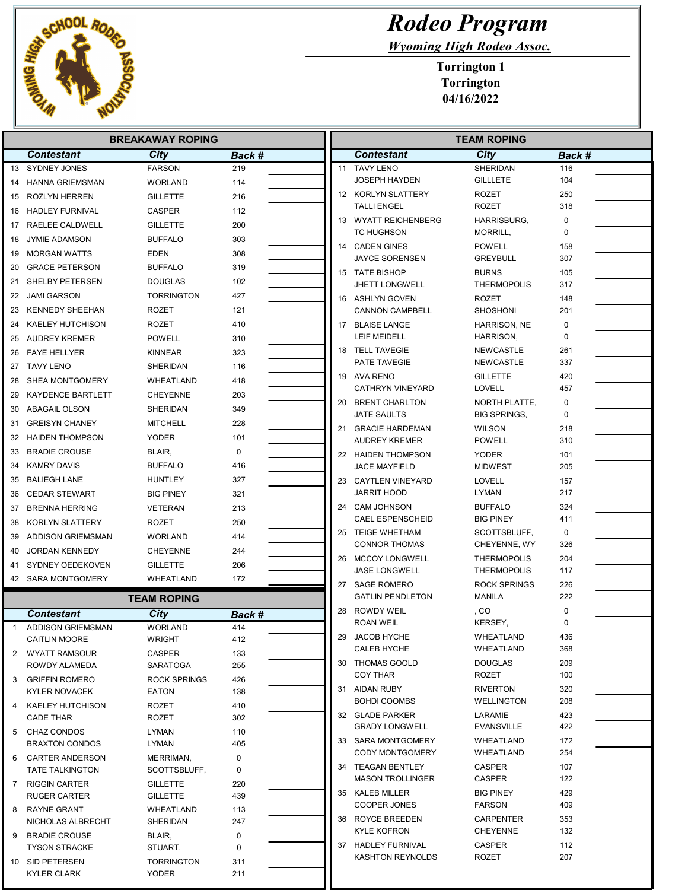# Rodeo Program

*Wyoming High Rodeo Assoc.*

**Torrington 1**
**Torrington**
**04/16/2022**

## BREAKAWAY ROPING

| | Contestant | City | Back # | |
|---|---|---|---|---|
| 13 | SYDNEY JONES | FARSON | 219 | |
| 14 | HANNA GRIEMSMAN | WORLAND | 114 | |
| 15 | ROZLYN HERREN | GILLETTE | 216 | |
| 16 | HADLEY FURNIVAL | CASPER | 112 | |
| 17 | RAELEE CALDWELL | GILLETTE | 200 | |
| 18 | JYMIE ADAMSON | BUFFALO | 303 | |
| 19 | MORGAN WATTS | EDEN | 308 | |
| 20 | GRACE PETERSON | BUFFALO | 319 | |
| 21 | SHELBY PETERSEN | DOUGLAS | 102 | |
| 22 | JAMI GARSON | TORRINGTON | 427 | |
| 23 | KENNEDY SHEEHAN | ROZET | 121 | |
| 24 | KAELEY HUTCHISON | ROZET | 410 | |
| 25 | AUDREY KREMER | POWELL | 310 | |
| 26 | FAYE HELLYER | KINNEAR | 323 | |
| 27 | TAVY LENO | SHERIDAN | 116 | |
| 28 | SHEA MONTGOMERY | WHEATLAND | 418 | |
| 29 | KAYDENCE BARTLETT | CHEYENNE | 203 | |
| 30 | ABAGAIL OLSON | SHERIDAN | 349 | |
| 31 | GREISYN CHANEY | MITCHELL | 228 | |
| 32 | HAIDEN THOMPSON | YODER | 101 | |
| 33 | BRADIE CROUSE | BLAIR, | 0 | |
| 34 | KAMRY DAVIS | BUFFALO | 416 | |
| 35 | BALIEGH LANE | HUNTLEY | 327 | |
| 36 | CEDAR STEWART | BIG PINEY | 321 | |
| 37 | BRENNA HERRING | VETERAN | 213 | |
| 38 | KORLYN SLATTERY | ROZET | 250 | |
| 39 | ADDISON GRIEMSMAN | WORLAND | 414 | |
| 40 | JORDAN KENNEDY | CHEYENNE | 244 | |
| 41 | SYDNEY OEDEKOVEN | GILLETTE | 206 | |
| 42 | SARA MONTGOMERY | WHEATLAND | 172 | |

## TEAM ROPING

| | Contestant | City | Back # | |
|---|---|---|---|---|
| 1 | ADDISON GRIEMSMAN | WORLAND | 414 | |
| | CAITLIN MOORE | WRIGHT | 412 | |
| 2 | WYATT RAMSOUR | CASPER | 133 | |
| | ROWDY ALAMEDA | SARATOGA | 255 | |
| 3 | GRIFFIN ROMERO | ROCK SPRINGS | 426 | |
| | KYLER NOVACEK | EATON | 138 | |
| 4 | KAELEY HUTCHISON | ROZET | 410 | |
| | CADE THAR | ROZET | 302 | |
| 5 | CHAZ CONDOS | LYMAN | 110 | |
| | BRAXTON CONDOS | LYMAN | 405 | |
| 6 | CARTER ANDERSON | MERRIMAN, | 0 | |
| | TATE TALKINGTON | SCOTTSBLUFF, | 0 | |
| 7 | RIGGIN CARTER | GILLETTE | 220 | |
| | RUGER CARTER | GILLETTE | 439 | |
| 8 | RAYNE GRANT | WHEATLAND | 113 | |
| | NICHOLAS ALBRECHT | SHERIDAN | 247 | |
| 9 | BRADIE CROUSE | BLAIR, | 0 | |
| | TYSON STRACKE | STUART, | 0 | |
| 10 | SID PETERSEN | TORRINGTON | 311 | |
| | KYLER CLARK | YODER | 211 | |
| 11 | TAVY LENO | SHERIDAN | 116 | |
| | JOSEPH HAYDEN | GILLLETE | 104 | |
| 12 | KORLYN SLATTERY | ROZET | 250 | |
| | TALLI ENGEL | ROZET | 318 | |
| 13 | WYATT REICHENBERG | HARRISBURG, | 0 | |
| | TC HUGHSON | MORRILL, | 0 | |
| 14 | CADEN GINES | POWELL | 158 | |
| | JAYCE SORENSEN | GREYBULL | 307 | |
| 15 | TATE BISHOP | BURNS | 105 | |
| | JHETT LONGWELL | THERMOPOLIS | 317 | |
| 16 | ASHLYN GOVEN | ROZET | 148 | |
| | CANNON CAMPBELL | SHOSHONI | 201 | |
| 17 | BLAISE LANGE | HARRISON, NE | 0 | |
| | LEIF MEIDELL | HARRISON, | 0 | |
| 18 | TELL TAVEGIE | NEWCASTLE | 261 | |
| | PATE TAVEGIE | NEWCASTLE | 337 | |
| 19 | AVA RENO | GILLETTE | 420 | |
| | CATHRYN VINEYARD | LOVELL | 457 | |
| 20 | BRENT CHARLTON | NORTH PLATTE, | 0 | |
| | JATE SAULTS | BIG SPRINGS, | 0 | |
| 21 | GRACIE HARDEMAN | WILSON | 218 | |
| | AUDREY KREMER | POWELL | 310 | |
| 22 | HAIDEN THOMPSON | YODER | 101 | |
| | JACE MAYFIELD | MIDWEST | 205 | |
| 23 | CAYTLEN VINEYARD | LOVELL | 157 | |
| | JARRIT HOOD | LYMAN | 217 | |
| 24 | CAM JOHNSON | BUFFALO | 324 | |
| | CAEL ESPENSCHEID | BIG PINEY | 411 | |
| 25 | TEIGE WHETHAM | SCOTTSBLUFF, | 0 | |
| | CONNOR THOMAS | CHEYENNE, WY | 326 | |
| 26 | MCCOY LONGWELL | THERMOPOLIS | 204 | |
| | JASE LONGWELL | THERMOPOLIS | 117 | |
| 27 | SAGE ROMERO | ROCK SPRINGS | 226 | |
| | GATLIN PENDLETON | MANILA | 222 | |
| 28 | ROWDY WEIL | , CO | 0 | |
| | ROAN WEIL | KERSEY, | 0 | |
| 29 | JACOB HYCHE | WHEATLAND | 436 | |
| | CALEB HYCHE | WHEATLAND | 368 | |
| 30 | THOMAS GOOLD | DOUGLAS | 209 | |
| | COY THAR | ROZET | 100 | |
| 31 | AIDAN RUBY | RIVERTON | 320 | |
| | BOHDI COOMBS | WELLINGTON | 208 | |
| 32 | GLADE PARKER | LARAMIE | 423 | |
| | GRADY LONGWELL | EVANSVILLE | 422 | |
| 33 | SARA MONTGOMERY | WHEATLAND | 172 | |
| | CODY MONTGOMERY | WHEATLAND | 254 | |
| 34 | TEAGAN BENTLEY | CASPER | 107 | |
| | MASON TROLLINGER | CASPER | 122 | |
| 35 | KALEB MILLER | BIG PINEY | 429 | |
| | COOPER JONES | FARSON | 409 | |
| 36 | ROYCE BREEDEN | CARPENTER | 353 | |
| | KYLE KOFRON | CHEYENNE | 132 | |
| 37 | HADLEY FURNIVAL | CASPER | 112 | |
| | KASHTON REYNOLDS | ROZET | 207 | |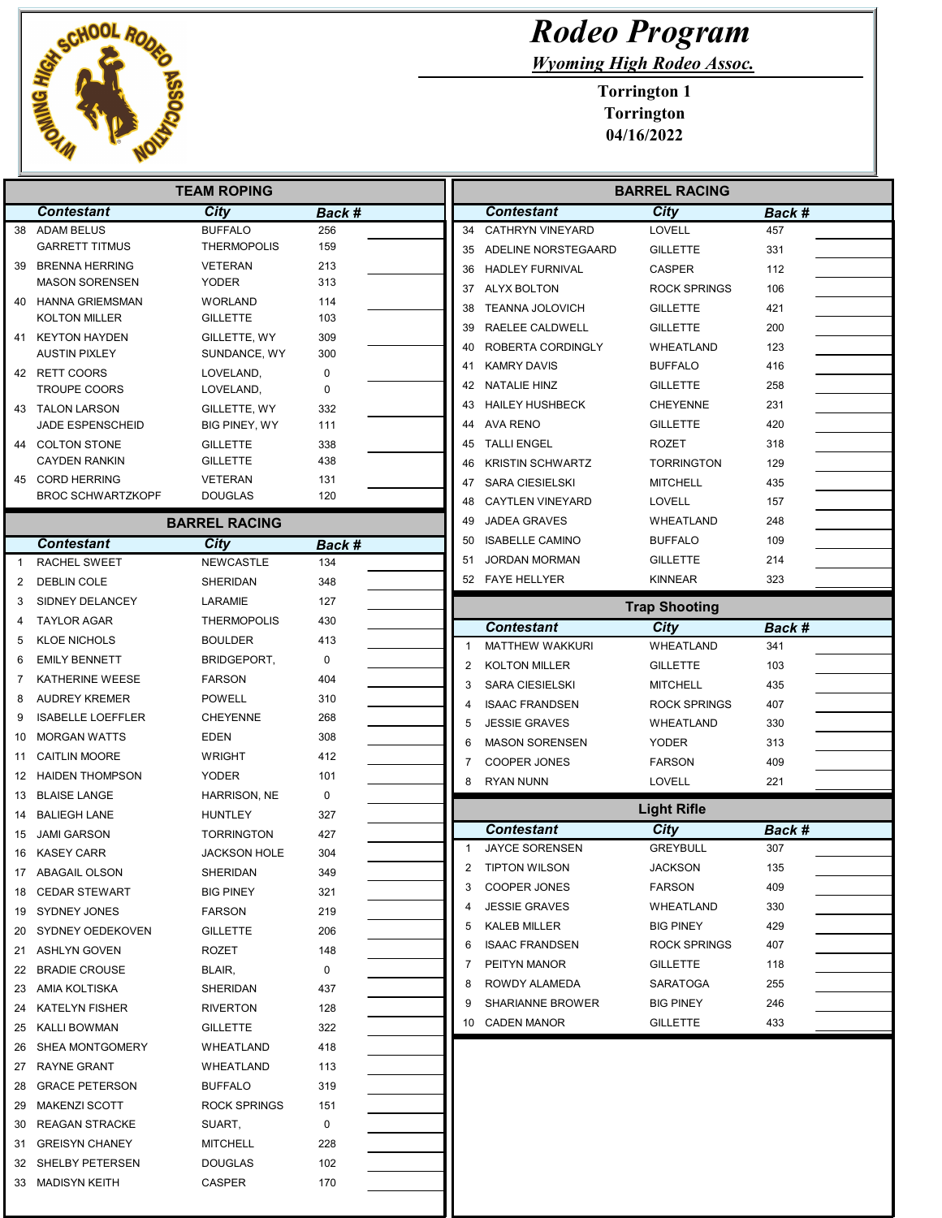# Rodeo Program

*Wyoming High Rodeo Assoc.*

**Torrington 1**
**Torrington**
**04/16/2022**

## TEAM ROPING

| | Contestant | City | Back # |
|---|---|---|---|
| 38 | ADAM BELUS | BUFFALO | 256 |
| | GARRETT TITMUS | THERMOPOLIS | 159 |
| 39 | BRENNA HERRING | VETERAN | 213 |
| | MASON SORENSEN | YODER | 313 |
| 40 | HANNA GRIEMSMAN | WORLAND | 114 |
| | KOLTON MILLER | GILLETTE | 103 |
| 41 | KEYTON HAYDEN | GILLETTE, WY | 309 |
| | AUSTIN PIXLEY | SUNDANCE, WY | 300 |
| 42 | RETT COORS | LOVELAND, | 0 |
| | TROUPE COORS | LOVELAND, | 0 |
| 43 | TALON LARSON | GILLETTE, WY | 332 |
| | JADE ESPENSCHEID | BIG PINEY, WY | 111 |
| 44 | COLTON STONE | GILLETTE | 338 |
| | CAYDEN RANKIN | GILLETTE | 438 |
| 45 | CORD HERRING | VETERAN | 131 |
| | BROC SCHWARTZKOPF | DOUGLAS | 120 |

## BARREL RACING

| | Contestant | City | Back # |
|---|---|---|---|
| 1 | RACHEL SWEET | NEWCASTLE | 134 |
| 2 | DEBLIN COLE | SHERIDAN | 348 |
| 3 | SIDNEY DELANCEY | LARAMIE | 127 |
| 4 | TAYLOR AGAR | THERMOPOLIS | 430 |
| 5 | KLOE NICHOLS | BOULDER | 413 |
| 6 | EMILY BENNETT | BRIDGEPORT, | 0 |
| 7 | KATHERINE WEESE | FARSON | 404 |
| 8 | AUDREY KREMER | POWELL | 310 |
| 9 | ISABELLE LOEFFLER | CHEYENNE | 268 |
| 10 | MORGAN WATTS | EDEN | 308 |
| 11 | CAITLIN MOORE | WRIGHT | 412 |
| 12 | HAIDEN THOMPSON | YODER | 101 |
| 13 | BLAISE LANGE | HARRISON, NE | 0 |
| 14 | BALIEGH LANE | HUNTLEY | 327 |
| 15 | JAMI GARSON | TORRINGTON | 427 |
| 16 | KASEY CARR | JACKSON HOLE | 304 |
| 17 | ABAGAIL OLSON | SHERIDAN | 349 |
| 18 | CEDAR STEWART | BIG PINEY | 321 |
| 19 | SYDNEY JONES | FARSON | 219 |
| 20 | SYDNEY OEDEKOVEN | GILLETTE | 206 |
| 21 | ASHLYN GOVEN | ROZET | 148 |
| 22 | BRADIE CROUSE | BLAIR, | 0 |
| 23 | AMIA KOLTISKA | SHERIDAN | 437 |
| 24 | KATELYN FISHER | RIVERTON | 128 |
| 25 | KALLI BOWMAN | GILLETTE | 322 |
| 26 | SHEA MONTGOMERY | WHEATLAND | 418 |
| 27 | RAYNE GRANT | WHEATLAND | 113 |
| 28 | GRACE PETERSON | BUFFALO | 319 |
| 29 | MAKENZI SCOTT | ROCK SPRINGS | 151 |
| 30 | REAGAN STRACKE | SUART, | 0 |
| 31 | GREISYN CHANEY | MITCHELL | 228 |
| 32 | SHELBY PETERSEN | DOUGLAS | 102 |
| 33 | MADISYN KEITH | CASPER | 170 |
| 34 | CATHRYN VINEYARD | LOVELL | 457 |
| 35 | ADELINE NORSTEGAARD | GILLETTE | 331 |
| 36 | HADLEY FURNIVAL | CASPER | 112 |
| 37 | ALYX BOLTON | ROCK SPRINGS | 106 |
| 38 | TEANNA JOLOVICH | GILLETTE | 421 |
| 39 | RAELEE CALDWELL | GILLETTE | 200 |
| 40 | ROBERTA CORDINGLY | WHEATLAND | 123 |
| 41 | KAMRY DAVIS | BUFFALO | 416 |
| 42 | NATALIE HINZ | GILLETTE | 258 |
| 43 | HAILEY HUSHBECK | CHEYENNE | 231 |
| 44 | AVA RENO | GILLETTE | 420 |
| 45 | TALLI ENGEL | ROZET | 318 |
| 46 | KRISTIN SCHWARTZ | TORRINGTON | 129 |
| 47 | SARA CIESIELSKI | MITCHELL | 435 |
| 48 | CAYTLEN VINEYARD | LOVELL | 157 |
| 49 | JADEA GRAVES | WHEATLAND | 248 |
| 50 | ISABELLE CAMINO | BUFFALO | 109 |
| 51 | JORDAN MORMAN | GILLETTE | 214 |
| 52 | FAYE HELLYER | KINNEAR | 323 |

## Trap Shooting

| | Contestant | City | Back # |
|---|---|---|---|
| 1 | MATTHEW WAKKURI | WHEATLAND | 341 |
| 2 | KOLTON MILLER | GILLETTE | 103 |
| 3 | SARA CIESIELSKI | MITCHELL | 435 |
| 4 | ISAAC FRANDSEN | ROCK SPRINGS | 407 |
| 5 | JESSIE GRAVES | WHEATLAND | 330 |
| 6 | MASON SORENSEN | YODER | 313 |
| 7 | COOPER JONES | FARSON | 409 |
| 8 | RYAN NUNN | LOVELL | 221 |

## Light Rifle

| | Contestant | City | Back # |
|---|---|---|---|
| 1 | JAYCE SORENSEN | GREYBULL | 307 |
| 2 | TIPTON WILSON | JACKSON | 135 |
| 3 | COOPER JONES | FARSON | 409 |
| 4 | JESSIE GRAVES | WHEATLAND | 330 |
| 5 | KALEB MILLER | BIG PINEY | 429 |
| 6 | ISAAC FRANDSEN | ROCK SPRINGS | 407 |
| 7 | PEITYN MANOR | GILLETTE | 118 |
| 8 | ROWDY ALAMEDA | SARATOGA | 255 |
| 9 | SHARIANNE BROWER | BIG PINEY | 246 |
| 10 | CADEN MANOR | GILLETTE | 433 |